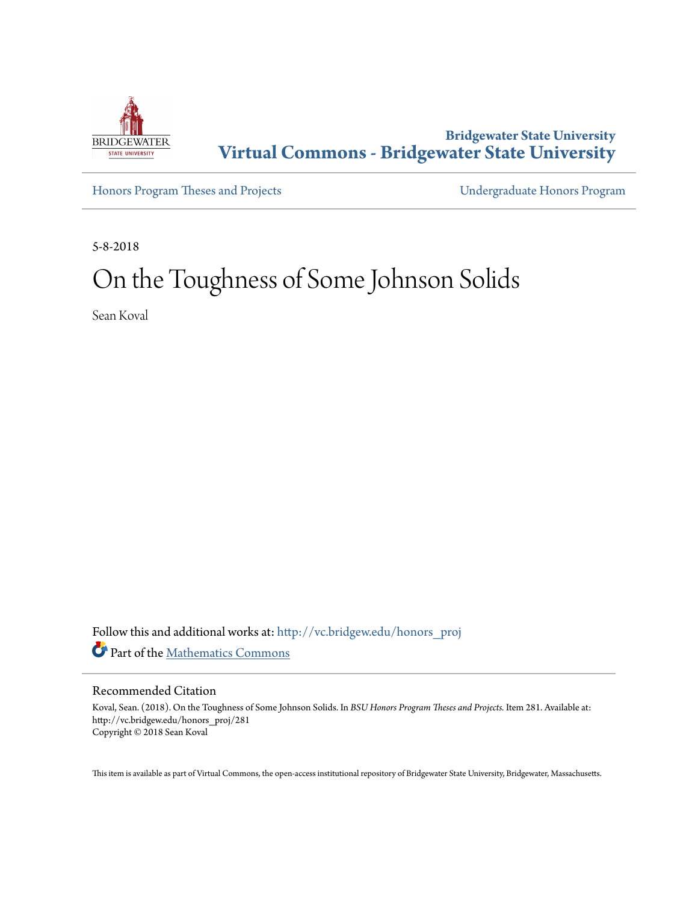Bridgewater State University

# Virtual Commons - Bridgewater State University

Honors Program Theses and Projects

Undergraduate Honors Program

5-8-2018

# On the Toughness of Some Johnson Solids

Sean Koval

Follow this and additional works at: http://vc.bridgew.edu/honors_proj

Part of the Mathematics Commons

## Recommended Citation

Koval, Sean. (2018). On the Toughness of Some Johnson Solids. In *BSU Honors Program Theses and Projects.* Item 281. Available at: http://vc.bridgew.edu/honors_proj/281

Copyright © 2018 Sean Koval

This item is available as part of Virtual Commons, the open-access institutional repository of Bridgewater State University, Bridgewater, Massachusetts.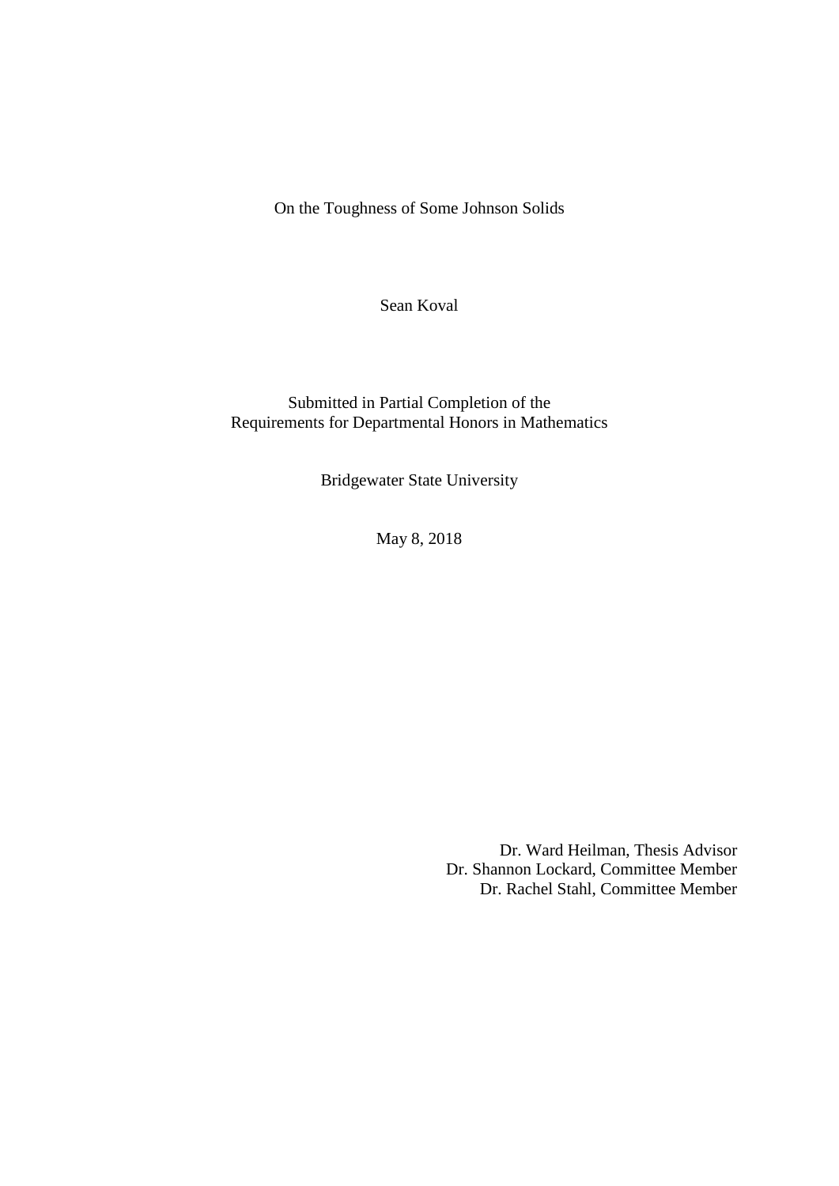# On the Toughness of Some Johnson Solids

Sean Koval

Submitted in Partial Completion of the
Requirements for Departmental Honors in Mathematics

Bridgewater State University

May 8, 2018

Dr. Ward Heilman, Thesis Advisor
Dr. Shannon Lockard, Committee Member
Dr. Rachel Stahl, Committee Member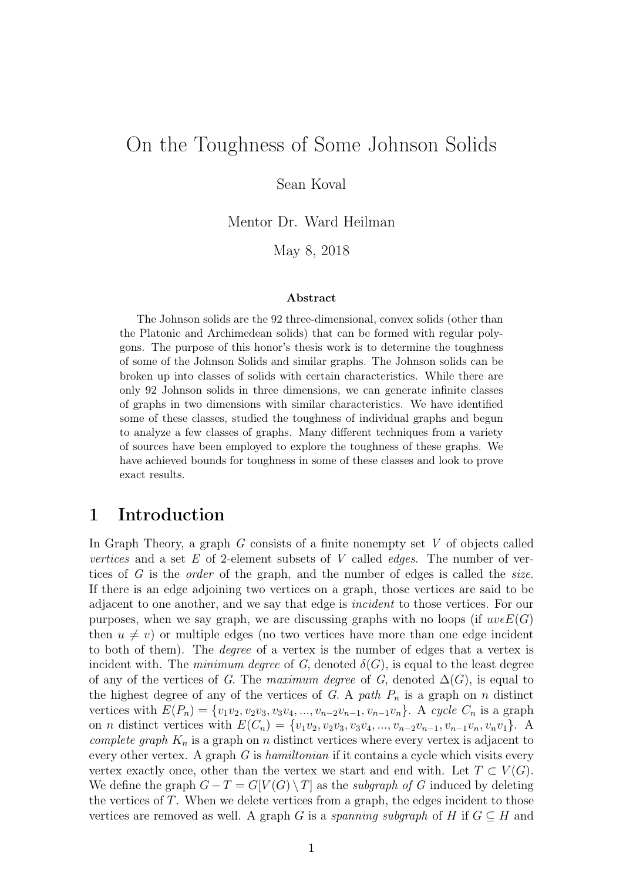# On the Toughness of Some Johnson Solids

Sean Koval

Mentor Dr. Ward Heilman

May 8, 2018

### Abstract

The Johnson solids are the 92 three-dimensional, convex solids (other than the Platonic and Archimedean solids) that can be formed with regular polygons. The purpose of this honor's thesis work is to determine the toughness of some of the Johnson Solids and similar graphs. The Johnson solids can be broken up into classes of solids with certain characteristics. While there are only 92 Johnson solids in three dimensions, we can generate infinite classes of graphs in two dimensions with similar characteristics. We have identified some of these classes, studied the toughness of individual graphs and begun to analyze a few classes of graphs. Many different techniques from a variety of sources have been employed to explore the toughness of these graphs. We have achieved bounds for toughness in some of these classes and look to prove exact results.

## 1 Introduction

In Graph Theory, a graph $G$ consists of a finite nonempty set $V$ of objects called *vertices* and a set $E$ of 2-element subsets of $V$ called *edges*. The number of vertices of $G$ is the *order* of the graph, and the number of edges is called the *size*. If there is an edge adjoining two vertices on a graph, those vertices are said to be adjacent to one another, and we say that edge is *incident* to those vertices. For our purposes, when we say graph, we are discussing graphs with no loops (if $uv \epsilon E(G)$ then $u \neq v$) or multiple edges (no two vertices have more than one edge incident to both of them). The *degree* of a vertex is the number of edges that a vertex is incident with. The *minimum degree* of G, denoted $\delta(G)$, is equal to the least degree of any of the vertices of $G$. The *maximum degree* of G, denoted $\Delta(G)$, is equal to the highest degree of any of the vertices of $G$. A *path* $P_n$ is a graph on $n$ distinct vertices with $E(P_n) = \{v_1v_2, v_2v_3, v_3v_4, ..., v_{n-2}v_{n-1}, v_{n-1}v_n\}$. A *cycle* $C_n$ is a graph on $n$ distinct vertices with $E(C_n) = \{v_1v_2, v_2v_3, v_3v_4, ..., v_{n-2}v_{n-1}, v_{n-1}v_n, v_nv_1\}$. A *complete graph* $K_n$ is a graph on $n$ distinct vertices where every vertex is adjacent to every other vertex. A graph $G$ is *hamiltonian* if it contains a cycle which visits every vertex exactly once, other than the vertex we start and end with. Let $T \subset V(G)$. We define the graph $G - T = G[V(G) \setminus T]$ as the *subgraph of* $G$ induced by deleting the vertices of $T$. When we delete vertices from a graph, the edges incident to those vertices are removed as well. A graph $G$ is a *spanning subgraph* of $H$ if $G \subseteq H$ and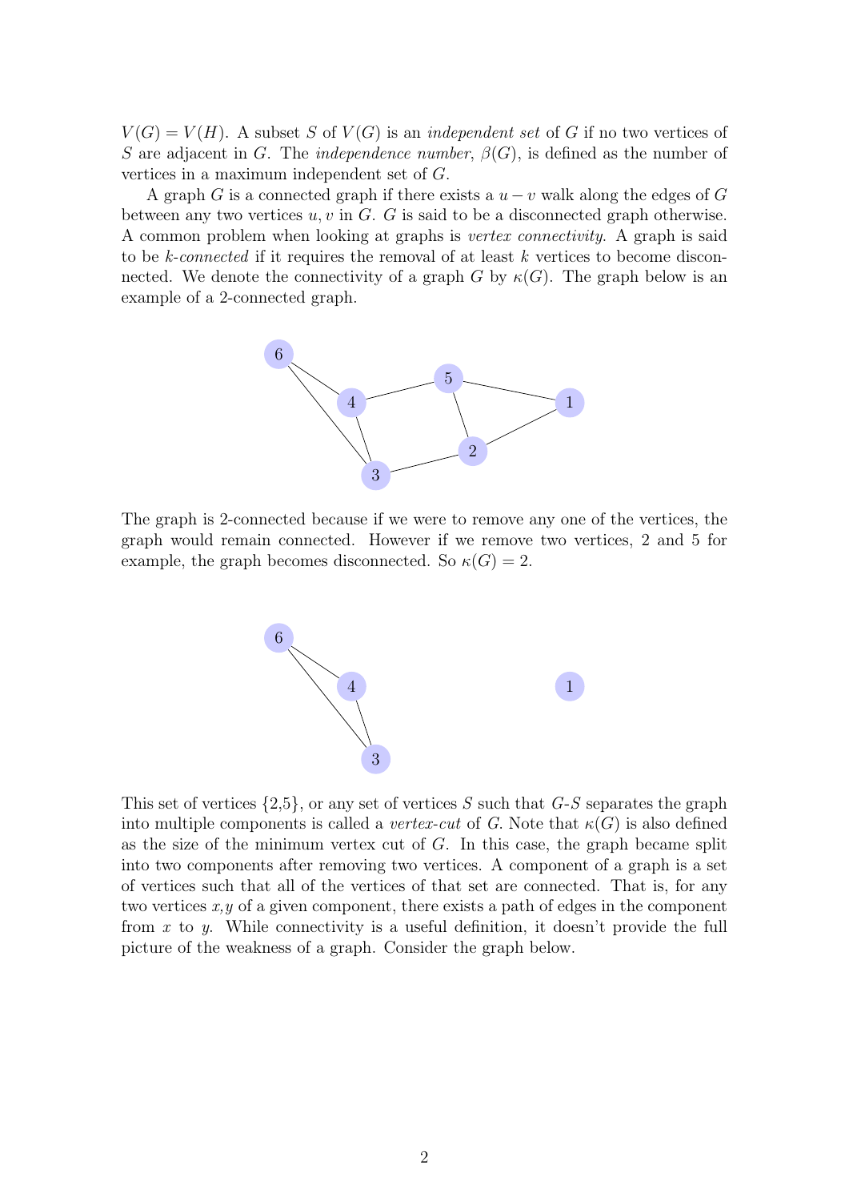$V(G) = V(H)$. A subset $S$ of $V(G)$ is an *independent set* of $G$ if no two vertices of $S$ are adjacent in $G$. The *independence number*, $\beta(G)$, is defined as the number of vertices in a maximum independent set of $G$.

A graph $G$ is a connected graph if there exists a $u - v$ walk along the edges of $G$ between any two vertices $u, v$ in $G$. $G$ is said to be a disconnected graph otherwise. A common problem when looking at graphs is *vertex connectivity*. A graph is said to be *k-connected* if it requires the removal of at least $k$ vertices to become disconnected. We denote the connectivity of a graph $G$ by $\kappa(G)$. The graph below is an example of a 2-connected graph.

The graph is 2-connected because if we were to remove any one of the vertices, the graph would remain connected. However if we remove two vertices, 2 and 5 for example, the graph becomes disconnected. So $\kappa(G) = 2$.

This set of vertices {2,5}, or any set of vertices $S$ such that $G$-$S$ separates the graph into multiple components is called a *vertex-cut* of $G$. Note that $\kappa(G)$ is also defined as the size of the minimum vertex cut of $G$. In this case, the graph became split into two components after removing two vertices. A component of a graph is a set of vertices such that all of the vertices of that set are connected. That is, for any two vertices $x$,$y$ of a given component, there exists a path of edges in the component from $x$ to $y$. While connectivity is a useful definition, it doesn't provide the full picture of the weakness of a graph. Consider the graph below.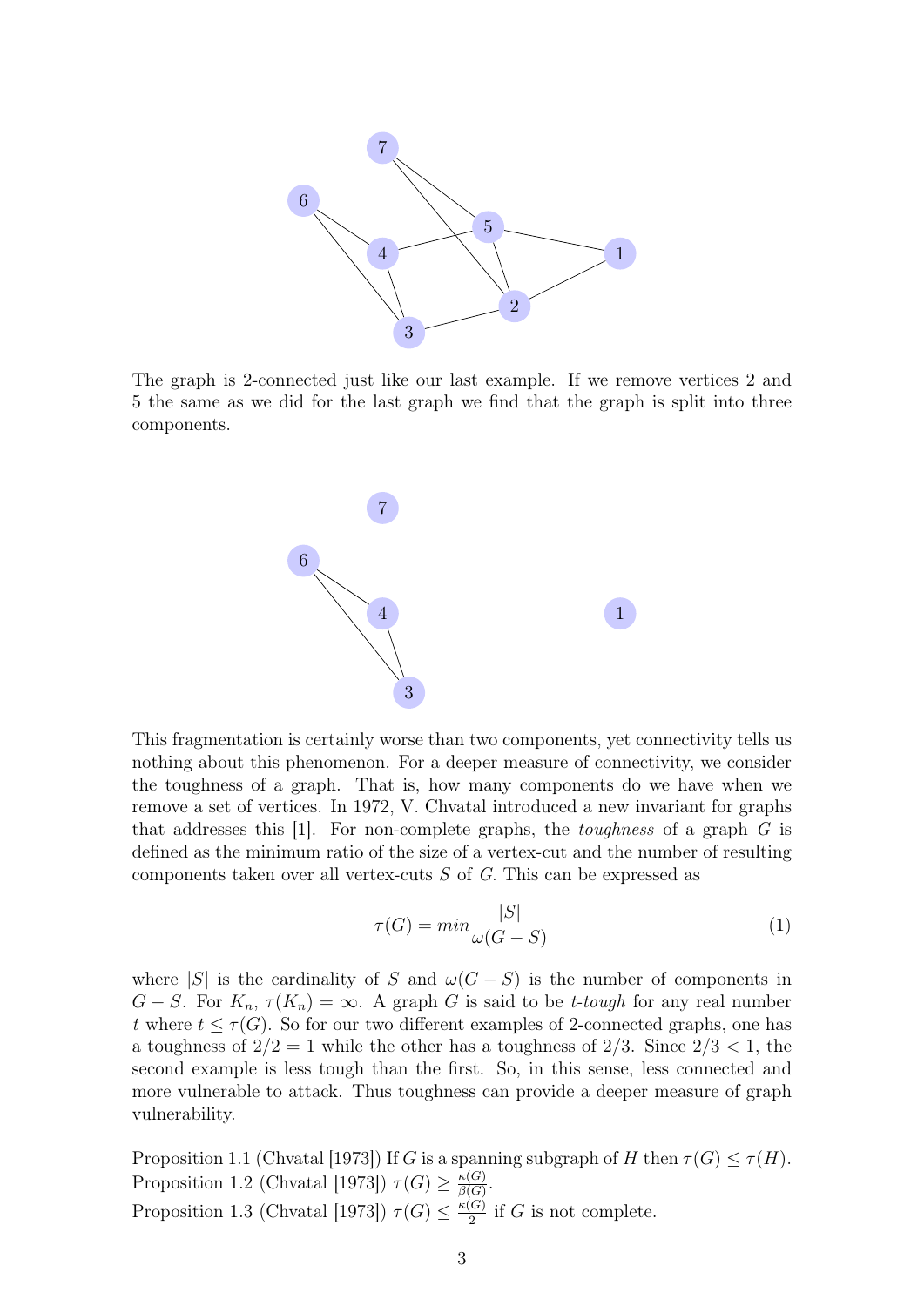The graph is 2-connected just like our last example. If we remove vertices 2 and 5 the same as we did for the last graph we find that the graph is split into three components.

This fragmentation is certainly worse than two components, yet connectivity tells us nothing about this phenomenon. For a deeper measure of connectivity, we consider the toughness of a graph. That is, how many components do we have when we remove a set of vertices. In 1972, V. Chvatal introduced a new invariant for graphs that addresses this [1]. For non-complete graphs, the *toughness* of a graph $G$ is defined as the minimum ratio of the size of a vertex-cut and the number of resulting components taken over all vertex-cuts $S$ of $G$. This can be expressed as

$$\tau(G) = min \frac{|S|}{\omega(G - S)} \tag{1}$$

where $|S|$ is the cardinality of $S$ and $\omega(G - S)$ is the number of components in $G - S$. For $K_n$, $\tau(K_n) = \infty$. A graph $G$ is said to be *t-tough* for any real number $t$ where $t \leq \tau(G)$. So for our two different examples of 2-connected graphs, one has a toughness of $2/2 = 1$ while the other has a toughness of $2/3$. Since $2/3 < 1$, the second example is less tough than the first. So, in this sense, less connected and more vulnerable to attack. Thus toughness can provide a deeper measure of graph vulnerability.

Proposition 1.1 (Chvatal [1973]) If $G$ is a spanning subgraph of $H$ then $\tau(G) \leq \tau(H)$.
Proposition 1.2 (Chvatal [1973]) $\tau(G) \geq \frac{\kappa(G)}{\beta(G)}$.
Proposition 1.3 (Chvatal [1973]) $\tau(G) \leq \frac{\kappa(G)}{2}$ if $G$ is not complete.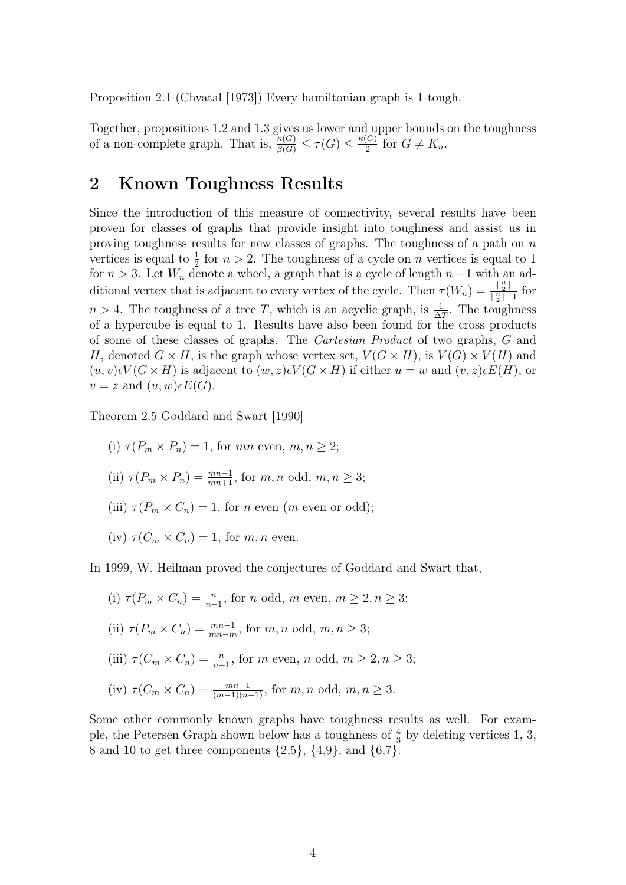Proposition 2.1 (Chvatal [1973]) Every hamiltonian graph is 1-tough.

Together, propositions 1.2 and 1.3 gives us lower and upper bounds on the toughness of a non-complete graph. That is, $\frac{\kappa(G)}{\beta(G)} \leq \tau(G) \leq \frac{\kappa(G)}{2}$ for $G \neq K_n$.

## 2 Known Toughness Results

Since the introduction of this measure of connectivity, several results have been proven for classes of graphs that provide insight into toughness and assist us in proving toughness results for new classes of graphs. The toughness of a path on $n$ vertices is equal to $\frac{1}{2}$ for $n > 2$. The toughness of a cycle on $n$ vertices is equal to 1 for $n > 3$. Let $W_n$ denote a wheel, a graph that is a cycle of length $n-1$ with an additional vertex that is adjacent to every vertex of the cycle. Then $\tau(W_n) = \frac{\lceil \frac{n}{2} \rceil}{\lceil \frac{n}{2} \rceil - 1}$ for $n > 4$. The toughness of a tree $T$, which is an acyclic graph, is $\frac{1}{\Delta T}$. The toughness of a hypercube is equal to 1. Results have also been found for the cross products of some of these classes of graphs. The *Cartesian Product* of two graphs, $G$ and $H$, denoted $G \times H$, is the graph whose vertex set, $V(G \times H)$, is $V(G) \times V(H)$ and $(u,v) \epsilon V(G \times H)$ is adjacent to $(w,z) \epsilon V(G \times H)$ if either $u = w$ and $(v,z) \epsilon E(H)$, or $v = z$ and $(u,w) \epsilon E(G)$.

Theorem 2.5 Goddard and Swart [1990]

(i) $\tau(P_m \times P_n) = 1$, for $mn$ even, $m, n \geq 2$;

(ii) $\tau(P_m \times P_n) = \frac{mn-1}{mn+1}$, for $m, n$ odd, $m, n \geq 3$;

(iii) $\tau(P_m \times C_n) = 1$, for $n$ even ($m$ even or odd);

(iv) $\tau(C_m \times C_n) = 1$, for $m, n$ even.

In 1999, W. Heilman proved the conjectures of Goddard and Swart that,

(i) $\tau(P_m \times C_n) = \frac{n}{n-1}$, for $n$ odd, $m$ even, $m \geq 2, n \geq 3$;

(ii) $\tau(P_m \times C_n) = \frac{mn-1}{mn-m}$, for $m, n$ odd, $m, n \geq 3$;

(iii) $\tau(C_m \times C_n) = \frac{n}{n-1}$, for $m$ even, $n$ odd, $m \geq 2, n \geq 3$;

(iv) $\tau(C_m \times C_n) = \frac{mn-1}{(m-1)(n-1)}$, for $m, n$ odd, $m, n \geq 3$.

Some other commonly known graphs have toughness results as well. For example, the Petersen Graph shown below has a toughness of $\frac{4}{3}$ by deleting vertices 1, 3, 8 and 10 to get three components {2,5}, {4,9}, and {6,7}.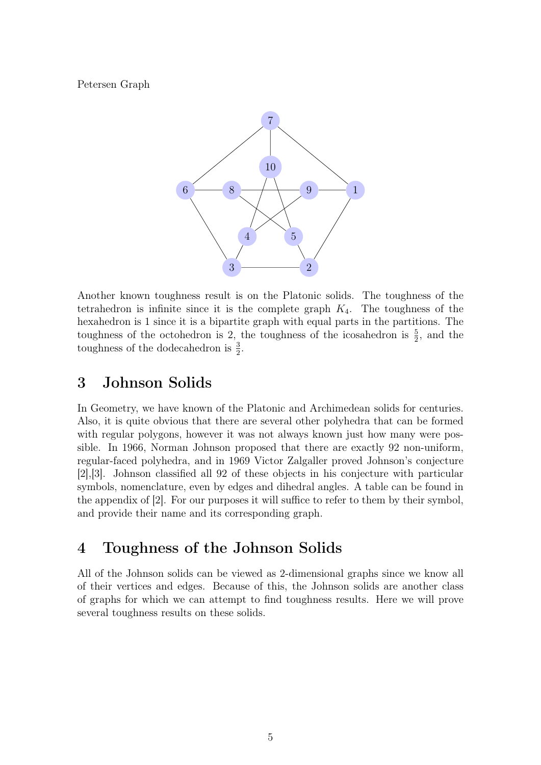Petersen Graph

Another known toughness result is on the Platonic solids. The toughness of the tetrahedron is infinite since it is the complete graph $K_4$. The toughness of the hexahedron is 1 since it is a bipartite graph with equal parts in the partitions. The toughness of the octohedron is 2, the toughness of the icosahedron is $\frac{5}{2}$, and the toughness of the dodecahedron is $\frac{3}{2}$.

## 3 Johnson Solids

In Geometry, we have known of the Platonic and Archimedean solids for centuries. Also, it is quite obvious that there are several other polyhedra that can be formed with regular polygons, however it was not always known just how many were possible. In 1966, Norman Johnson proposed that there are exactly 92 non-uniform, regular-faced polyhedra, and in 1969 Victor Zalgaller proved Johnson's conjecture [2],[3]. Johnson classified all 92 of these objects in his conjecture with particular symbols, nomenclature, even by edges and dihedral angles. A table can be found in the appendix of [2]. For our purposes it will suffice to refer to them by their symbol, and provide their name and its corresponding graph.

## 4 Toughness of the Johnson Solids

All of the Johnson solids can be viewed as 2-dimensional graphs since we know all of their vertices and edges. Because of this, the Johnson solids are another class of graphs for which we can attempt to find toughness results. Here we will prove several toughness results on these solids.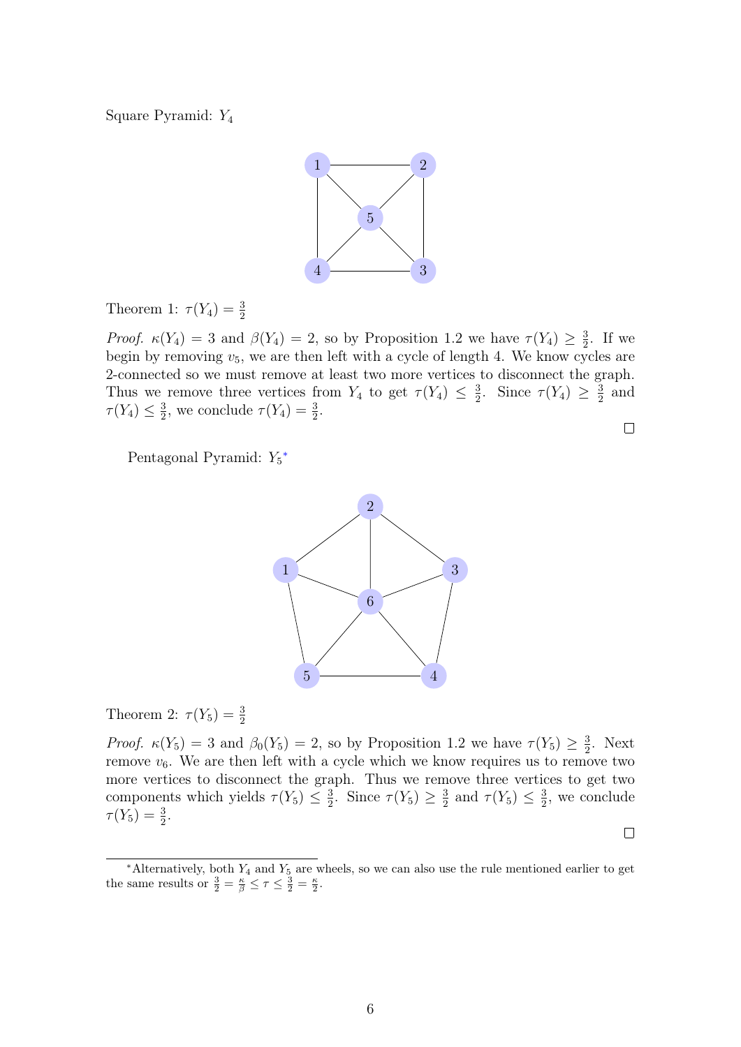Square Pyramid: $Y_4$

Theorem 1: $\tau(Y_4) = \frac{3}{2}$

*Proof.* $\kappa(Y_4) = 3$ and $\beta(Y_4) = 2$, so by Proposition 1.2 we have $\tau(Y_4) \geq \frac{3}{2}$. If we begin by removing $v_5$, we are then left with a cycle of length 4. We know cycles are 2-connected so we must remove at least two more vertices to disconnect the graph. Thus we remove three vertices from $Y_4$ to get $\tau(Y_4) \leq \frac{3}{2}$. Since $\tau(Y_4) \geq \frac{3}{2}$ and $\tau(Y_4) \leq \frac{3}{2}$, we conclude $\tau(Y_4) = \frac{3}{2}$. □

Pentagonal Pyramid: $Y_5$*

Theorem 2: $\tau(Y_5) = \frac{3}{2}$

*Proof.* $\kappa(Y_5) = 3$ and $\beta_0(Y_5) = 2$, so by Proposition 1.2 we have $\tau(Y_5) \geq \frac{3}{2}$. Next remove $v_6$. We are then left with a cycle which we know requires us to remove two more vertices to disconnect the graph. Thus we remove three vertices to get two components which yields $\tau(Y_5) \leq \frac{3}{2}$. Since $\tau(Y_5) \geq \frac{3}{2}$ and $\tau(Y_5) \leq \frac{3}{2}$, we conclude $\tau(Y_5) = \frac{3}{2}$. □

*Alternatively, both $Y_4$ and $Y_5$ are wheels, so we can also use the rule mentioned earlier to get the same results or $\frac{3}{2} = \frac{\kappa}{\beta} \leq \tau \leq \frac{3}{2} = \frac{\kappa}{2}$.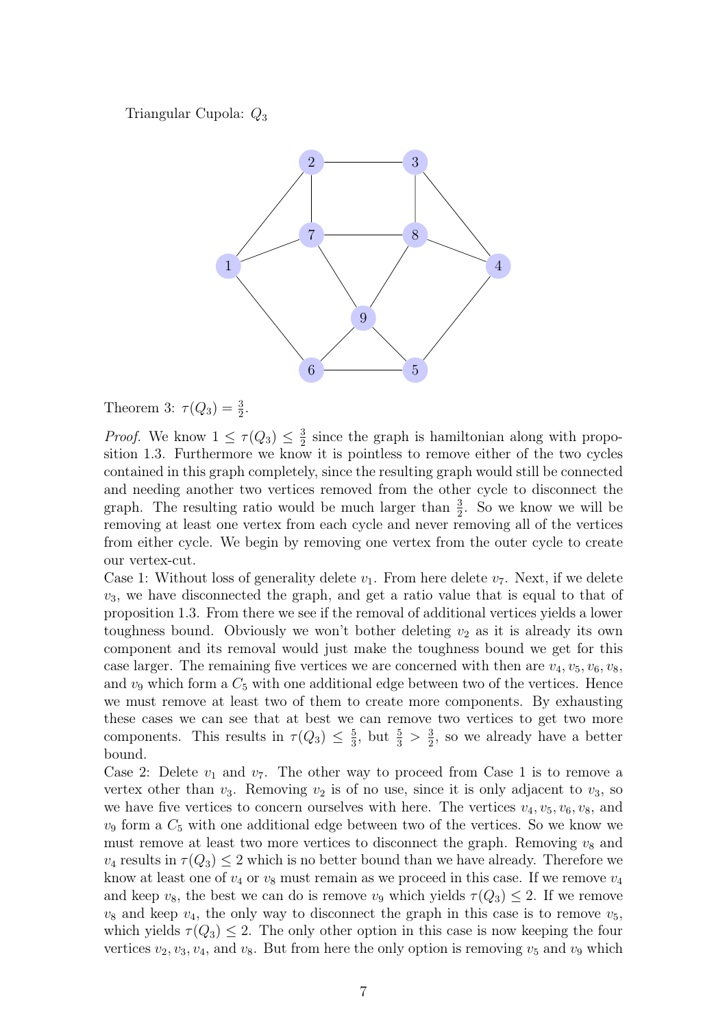Triangular Cupola: $Q_3$

Theorem 3: $\tau(Q_3) = \frac{3}{2}$.

*Proof.* We know $1 \leq \tau(Q_3) \leq \frac{3}{2}$ since the graph is hamiltonian along with proposition 1.3. Furthermore we know it is pointless to remove either of the two cycles contained in this graph completely, since the resulting graph would still be connected and needing another two vertices removed from the other cycle to disconnect the graph. The resulting ratio would be much larger than $\frac{3}{2}$. So we know we will be removing at least one vertex from each cycle and never removing all of the vertices from either cycle. We begin by removing one vertex from the outer cycle to create our vertex-cut.

Case 1: Without loss of generality delete $v_1$. From here delete $v_7$. Next, if we delete $v_3$, we have disconnected the graph, and get a ratio value that is equal to that of proposition 1.3. From there we see if the removal of additional vertices yields a lower toughness bound. Obviously we won't bother deleting $v_2$ as it is already its own component and its removal would just make the toughness bound we get for this case larger. The remaining five vertices we are concerned with then are $v_4, v_5, v_6, v_8$, and $v_9$ which form a $C_5$ with one additional edge between two of the vertices. Hence we must remove at least two of them to create more components. By exhausting these cases we can see that at best we can remove two vertices to get two more components. This results in $\tau(Q_3) \leq \frac{5}{3}$, but $\frac{5}{3} > \frac{3}{2}$, so we already have a better bound.

Case 2: Delete $v_1$ and $v_7$. The other way to proceed from Case 1 is to remove a vertex other than $v_3$. Removing $v_2$ is of no use, since it is only adjacent to $v_3$, so we have five vertices to concern ourselves with here. The vertices $v_4, v_5, v_6, v_8$, and $v_9$ form a $C_5$ with one additional edge between two of the vertices. So we know we must remove at least two more vertices to disconnect the graph. Removing $v_8$ and $v_4$ results in $\tau(Q_3) \leq 2$ which is no better bound than we have already. Therefore we know at least one of $v_4$ or $v_8$ must remain as we proceed in this case. If we remove $v_4$ and keep $v_8$, the best we can do is remove $v_9$ which yields $\tau(Q_3) \leq 2$. If we remove $v_8$ and keep $v_4$, the only way to disconnect the graph in this case is to remove $v_5$, which yields $\tau(Q_3) \leq 2$. The only other option in this case is now keeping the four vertices $v_2, v_3, v_4$, and $v_8$. But from here the only option is removing $v_5$ and $v_9$ which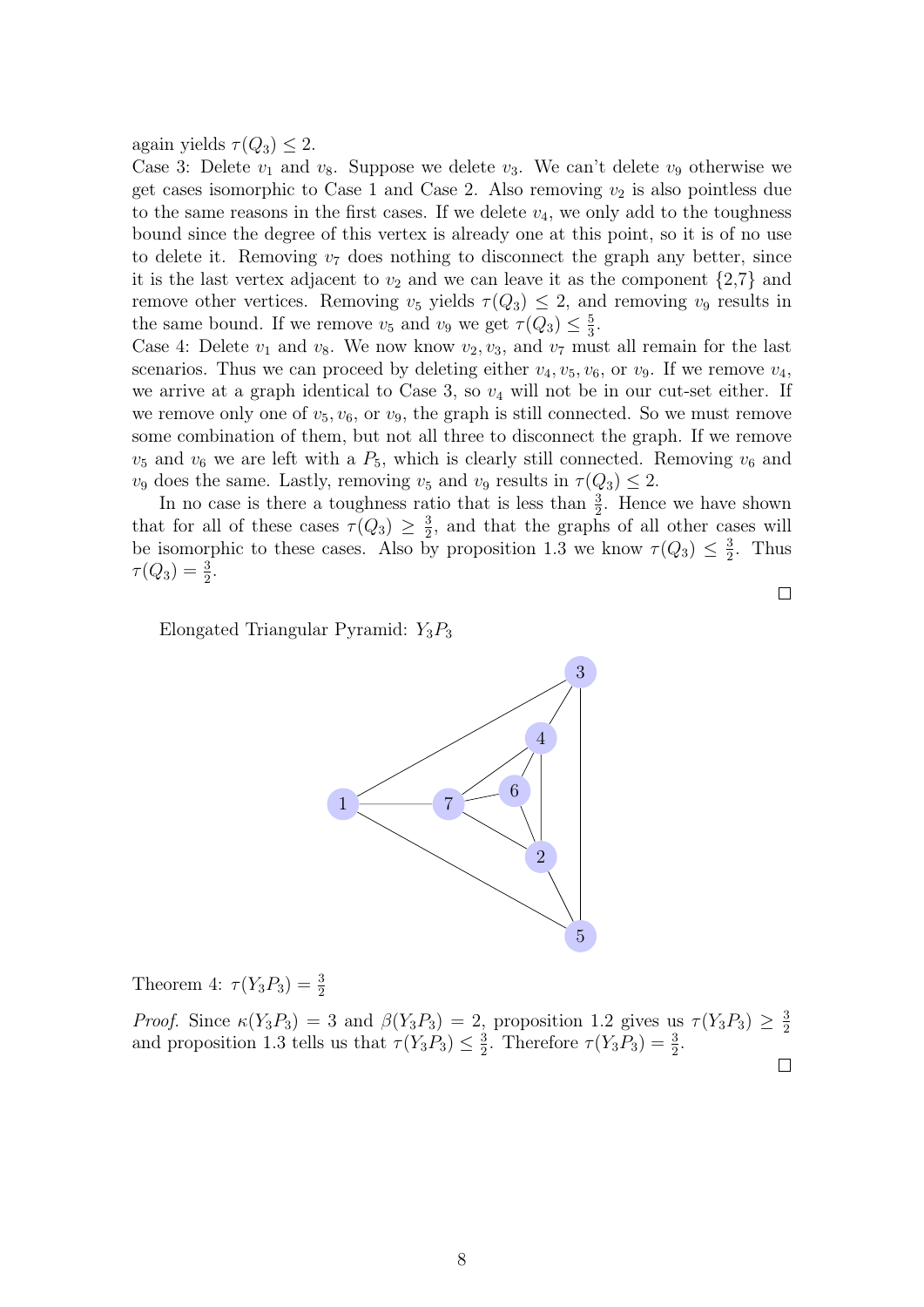again yields $\tau(Q_3) \leq 2$.

Case 3: Delete $v_1$ and $v_8$. Suppose we delete $v_3$. We can't delete $v_9$ otherwise we get cases isomorphic to Case 1 and Case 2. Also removing $v_2$ is also pointless due to the same reasons in the first cases. If we delete $v_4$, we only add to the toughness bound since the degree of this vertex is already one at this point, so it is of no use to delete it. Removing $v_7$ does nothing to disconnect the graph any better, since it is the last vertex adjacent to $v_2$ and we can leave it as the component {2,7} and remove other vertices. Removing $v_5$ yields $\tau(Q_3) \leq 2$, and removing $v_9$ results in the same bound. If we remove $v_5$ and $v_9$ we get $\tau(Q_3) \leq \frac{5}{3}$.

Case 4: Delete $v_1$ and $v_8$. We now know $v_2, v_3$, and $v_7$ must all remain for the last scenarios. Thus we can proceed by deleting either $v_4, v_5, v_6$, or $v_9$. If we remove $v_4$, we arrive at a graph identical to Case 3, so $v_4$ will not be in our cut-set either. If we remove only one of $v_5, v_6$, or $v_9$, the graph is still connected. So we must remove some combination of them, but not all three to disconnect the graph. If we remove $v_5$ and $v_6$ we are left with a $P_5$, which is clearly still connected. Removing $v_6$ and $v_9$ does the same. Lastly, removing $v_5$ and $v_9$ results in $\tau(Q_3) \leq 2$.

In no case is there a toughness ratio that is less than $\frac{3}{2}$. Hence we have shown that for all of these cases $\tau(Q_3) \geq \frac{3}{2}$, and that the graphs of all other cases will be isomorphic to these cases. Also by proposition 1.3 we know $\tau(Q_3) \leq \frac{3}{2}$. Thus $\tau(Q_3) = \frac{3}{2}$.

□

Elongated Triangular Pyramid: $Y_3P_3$

Theorem 4: $\tau(Y_3P_3) = \frac{3}{2}$

*Proof.* Since $\kappa(Y_3P_3) = 3$ and $\beta(Y_3P_3) = 2$, proposition 1.2 gives us $\tau(Y_3P_3) \geq \frac{3}{2}$ and proposition 1.3 tells us that $\tau(Y_3P_3) \leq \frac{3}{2}$. Therefore $\tau(Y_3P_3) = \frac{3}{2}$.

□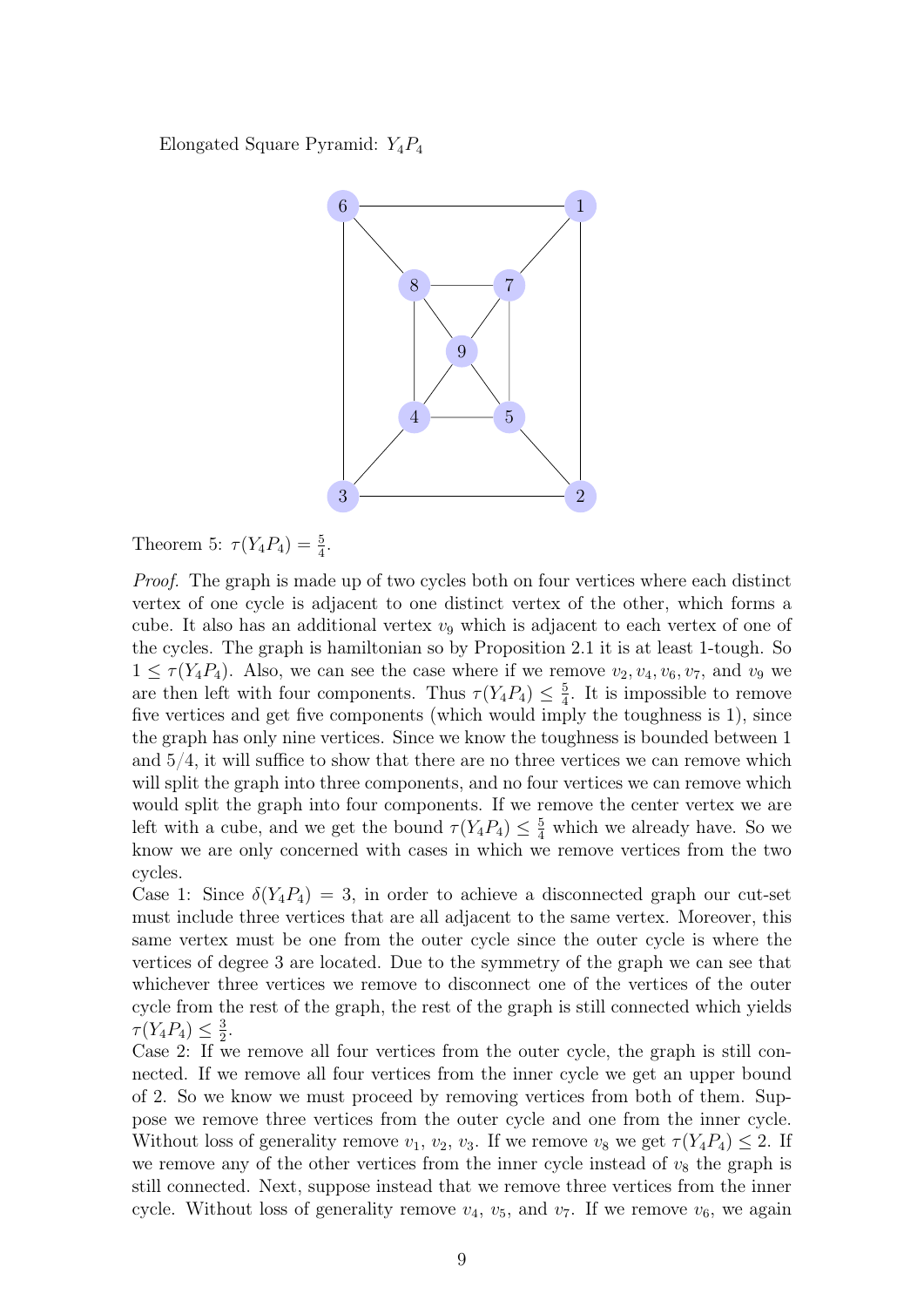Elongated Square Pyramid: $Y_4P_4$

Theorem 5: $\tau(Y_4P_4) = \frac{5}{4}$.

*Proof.* The graph is made up of two cycles both on four vertices where each distinct vertex of one cycle is adjacent to one distinct vertex of the other, which forms a cube. It also has an additional vertex $v_9$ which is adjacent to each vertex of one of the cycles. The graph is hamiltonian so by Proposition 2.1 it is at least 1-tough. So $1 \leq \tau(Y_4P_4)$. Also, we can see the case where if we remove $v_2, v_4, v_6, v_7$, and $v_9$ we are then left with four components. Thus $\tau(Y_4P_4) \leq \frac{5}{4}$. It is impossible to remove five vertices and get five components (which would imply the toughness is 1), since the graph has only nine vertices. Since we know the toughness is bounded between 1 and 5/4, it will suffice to show that there are no three vertices we can remove which will split the graph into three components, and no four vertices we can remove which would split the graph into four components. If we remove the center vertex we are left with a cube, and we get the bound $\tau(Y_4P_4) \leq \frac{5}{4}$ which we already have. So we know we are only concerned with cases in which we remove vertices from the two cycles.

Case 1: Since $\delta(Y_4P_4) = 3$, in order to achieve a disconnected graph our cut-set must include three vertices that are all adjacent to the same vertex. Moreover, this same vertex must be one from the outer cycle since the outer cycle is where the vertices of degree 3 are located. Due to the symmetry of the graph we can see that whichever three vertices we remove to disconnect one of the vertices of the outer cycle from the rest of the graph, the rest of the graph is still connected which yields $\tau(Y_4P_4) \leq \frac{3}{2}$.

Case 2: If we remove all four vertices from the outer cycle, the graph is still connected. If we remove all four vertices from the inner cycle we get an upper bound of 2. So we know we must proceed by removing vertices from both of them. Suppose we remove three vertices from the outer cycle and one from the inner cycle. Without loss of generality remove $v_1$, $v_2$, $v_3$. If we remove $v_8$ we get $\tau(Y_4P_4) \leq 2$. If we remove any of the other vertices from the inner cycle instead of $v_8$ the graph is still connected. Next, suppose instead that we remove three vertices from the inner cycle. Without loss of generality remove $v_4$, $v_5$, and $v_7$. If we remove $v_6$, we again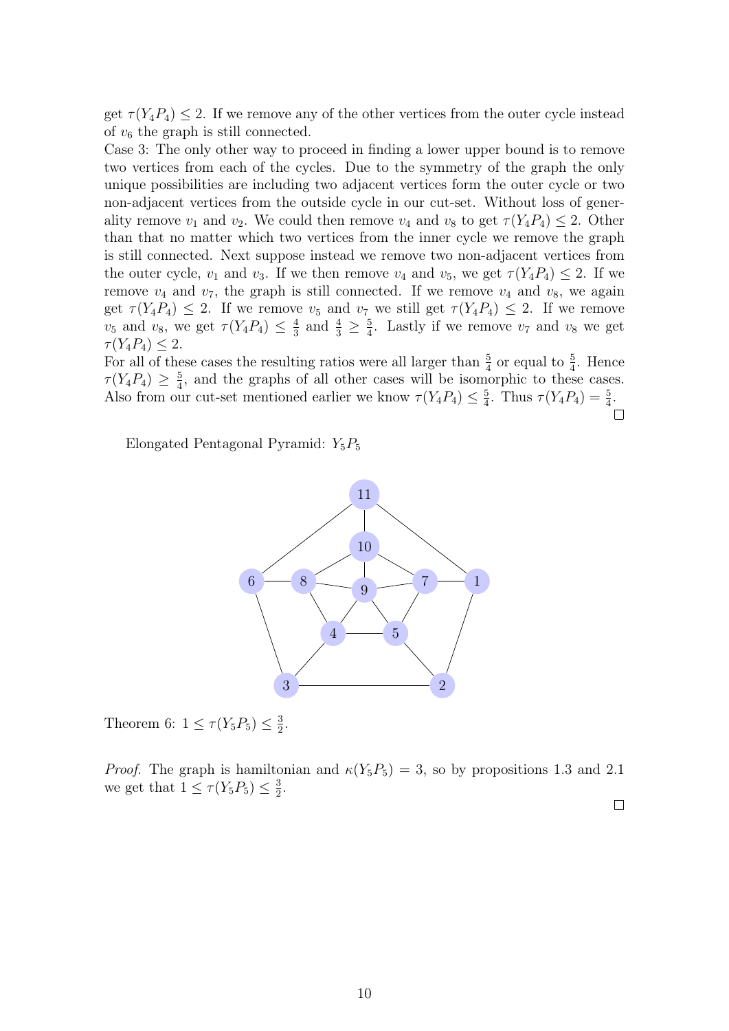get $\tau(Y_4P_4) \leq 2$. If we remove any of the other vertices from the outer cycle instead of $v_6$ the graph is still connected.

Case 3: The only other way to proceed in finding a lower upper bound is to remove two vertices from each of the cycles. Due to the symmetry of the graph the only unique possibilities are including two adjacent vertices form the outer cycle or two non-adjacent vertices from the outside cycle in our cut-set. Without loss of generality remove $v_1$ and $v_2$. We could then remove $v_4$ and $v_8$ to get $\tau(Y_4P_4) \leq 2$. Other than that no matter which two vertices from the inner cycle we remove the graph is still connected. Next suppose instead we remove two non-adjacent vertices from the outer cycle, $v_1$ and $v_3$. If we then remove $v_4$ and $v_5$, we get $\tau(Y_4P_4) \leq 2$. If we remove $v_4$ and $v_7$, the graph is still connected. If we remove $v_4$ and $v_8$, we again get $\tau(Y_4P_4) \leq 2$. If we remove $v_5$ and $v_7$ we still get $\tau(Y_4P_4) \leq 2$. If we remove $v_5$ and $v_8$, we get $\tau(Y_4P_4) \leq \frac{4}{3}$ and $\frac{4}{3} \geq \frac{5}{4}$. Lastly if we remove $v_7$ and $v_8$ we get $\tau(Y_4P_4) \leq 2$.

For all of these cases the resulting ratios were all larger than $\frac{5}{4}$ or equal to $\frac{5}{4}$. Hence $\tau(Y_4P_4) \geq \frac{5}{4}$, and the graphs of all other cases will be isomorphic to these cases. Also from our cut-set mentioned earlier we know $\tau(Y_4P_4) \leq \frac{5}{4}$. Thus $\tau(Y_4P_4) = \frac{5}{4}$. □

Elongated Pentagonal Pyramid: $Y_5P_5$

Theorem 6: $1 \leq \tau(Y_5P_5) \leq \frac{3}{2}$.

*Proof.* The graph is hamiltonian and $\kappa(Y_5P_5) = 3$, so by propositions 1.3 and 2.1 we get that $1 \leq \tau(Y_5P_5) \leq \frac{3}{2}$. □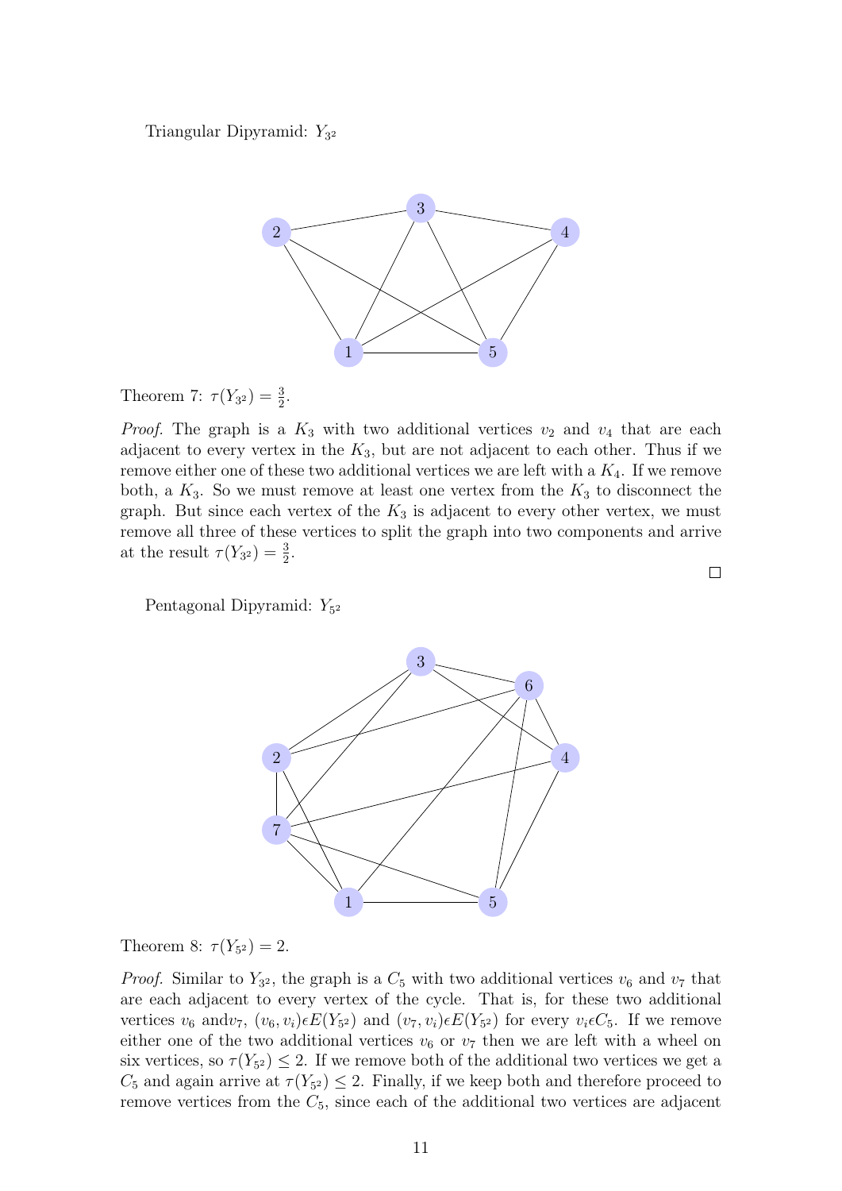Triangular Dipyramid: $Y_{3^2}$

Theorem 7: $\tau(Y_{3^2}) = \frac{3}{2}$.

*Proof.* The graph is a $K_3$ with two additional vertices $v_2$ and $v_4$ that are each adjacent to every vertex in the $K_3$, but are not adjacent to each other. Thus if we remove either one of these two additional vertices we are left with a $K_4$. If we remove both, a $K_3$. So we must remove at least one vertex from the $K_3$ to disconnect the graph. But since each vertex of the $K_3$ is adjacent to every other vertex, we must remove all three of these vertices to split the graph into two components and arrive at the result $\tau(Y_{3^2}) = \frac{3}{2}$. □

Pentagonal Dipyramid: $Y_{5^2}$

Theorem 8: $\tau(Y_{5^2}) = 2$.

*Proof.* Similar to $Y_{3^2}$, the graph is a $C_5$ with two additional vertices $v_6$ and $v_7$ that are each adjacent to every vertex of the cycle. That is, for these two additional vertices $v_6$ and$v_7$, $(v_6, v_i) \epsilon E(Y_{5^2})$ and $(v_7, v_i) \epsilon E(Y_{5^2})$ for every $v_i \epsilon C_5$. If we remove either one of the two additional vertices $v_6$ or $v_7$ then we are left with a wheel on six vertices, so $\tau(Y_{5^2}) \leq 2$. If we remove both of the additional two vertices we get a $C_5$ and again arrive at $\tau(Y_{5^2}) \leq 2$. Finally, if we keep both and therefore proceed to remove vertices from the $C_5$, since each of the additional two vertices are adjacent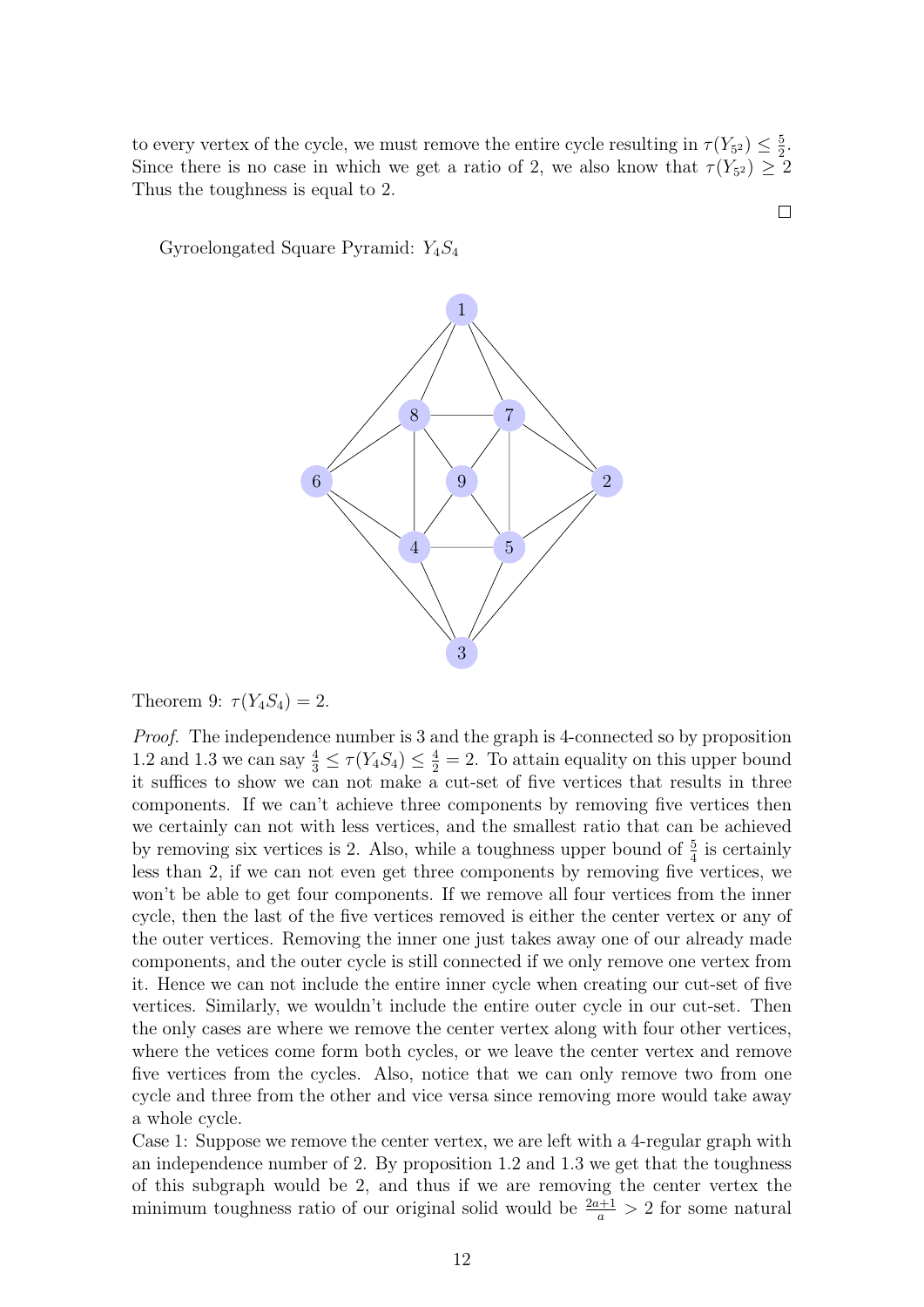to every vertex of the cycle, we must remove the entire cycle resulting in $\tau(Y_{5^2}) \leq \frac{5}{2}$. Since there is no case in which we get a ratio of 2, we also know that $\tau(Y_{5^2}) \geq 2$ Thus the toughness is equal to 2.

□

Gyroelongated Square Pyramid: $Y_4S_4$

Theorem 9: $\tau(Y_4S_4) = 2$.

*Proof.* The independence number is 3 and the graph is 4-connected so by proposition 1.2 and 1.3 we can say $\frac{4}{3} \leq \tau(Y_4S_4) \leq \frac{4}{2} = 2$. To attain equality on this upper bound it suffices to show we can not make a cut-set of five vertices that results in three components. If we can't achieve three components by removing five vertices then we certainly can not with less vertices, and the smallest ratio that can be achieved by removing six vertices is 2. Also, while a toughness upper bound of $\frac{5}{4}$ is certainly less than 2, if we can not even get three components by removing five vertices, we won't be able to get four components. If we remove all four vertices from the inner cycle, then the last of the five vertices removed is either the center vertex or any of the outer vertices. Removing the inner one just takes away one of our already made components, and the outer cycle is still connected if we only remove one vertex from it. Hence we can not include the entire inner cycle when creating our cut-set of five vertices. Similarly, we wouldn't include the entire outer cycle in our cut-set. Then the only cases are where we remove the center vertex along with four other vertices, where the vetices come form both cycles, or we leave the center vertex and remove five vertices from the cycles. Also, notice that we can only remove two from one cycle and three from the other and vice versa since removing more would take away a whole cycle.

Case 1: Suppose we remove the center vertex, we are left with a 4-regular graph with an independence number of 2. By proposition 1.2 and 1.3 we get that the toughness of this subgraph would be 2, and thus if we are removing the center vertex the minimum toughness ratio of our original solid would be $\frac{2a+1}{a} > 2$ for some natural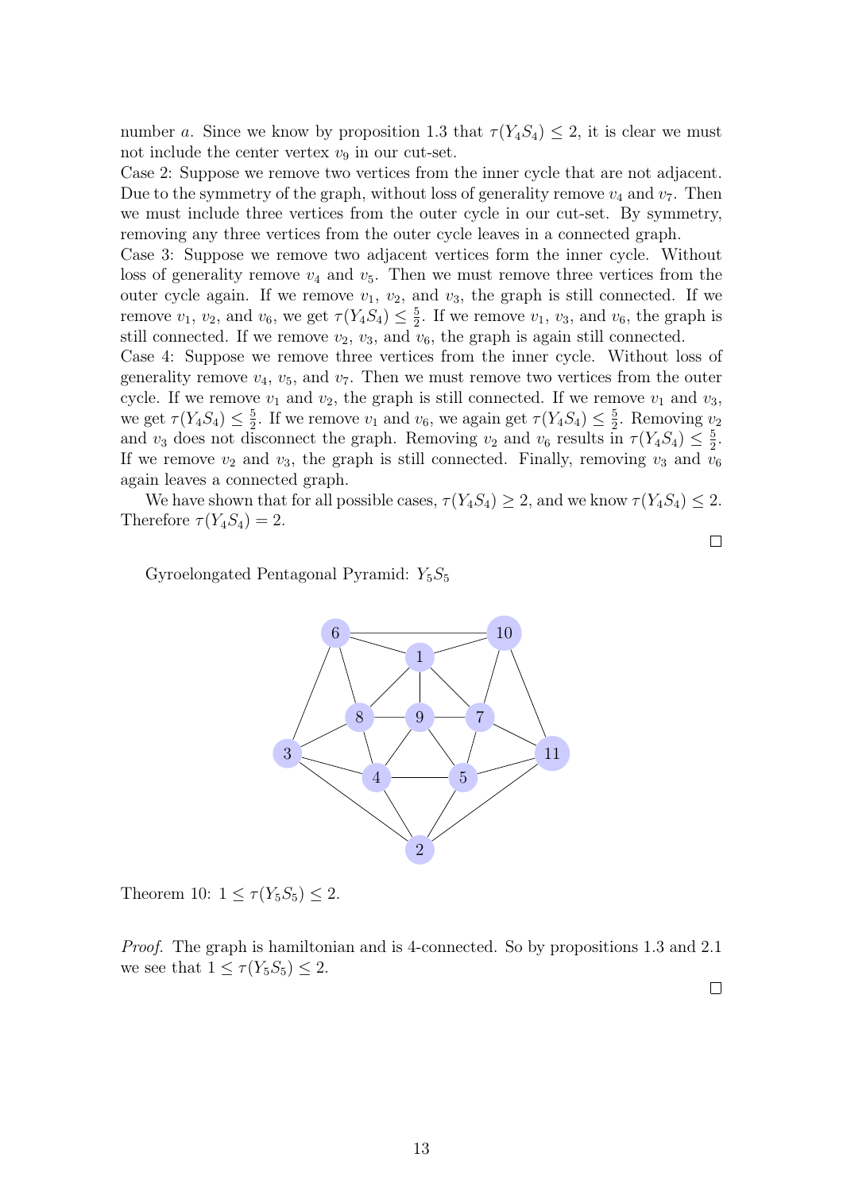number $a$. Since we know by proposition 1.3 that $\tau(Y_4S_4) \leq 2$, it is clear we must not include the center vertex $v_9$ in our cut-set.

Case 2: Suppose we remove two vertices from the inner cycle that are not adjacent. Due to the symmetry of the graph, without loss of generality remove $v_4$ and $v_7$. Then we must include three vertices from the outer cycle in our cut-set. By symmetry, removing any three vertices from the outer cycle leaves in a connected graph.

Case 3: Suppose we remove two adjacent vertices form the inner cycle. Without loss of generality remove $v_4$ and $v_5$. Then we must remove three vertices from the outer cycle again. If we remove $v_1$, $v_2$, and $v_3$, the graph is still connected. If we remove $v_1$, $v_2$, and $v_6$, we get $\tau(Y_4S_4) \leq \frac{5}{2}$. If we remove $v_1$, $v_3$, and $v_6$, the graph is still connected. If we remove $v_2$, $v_3$, and $v_6$, the graph is again still connected.

Case 4: Suppose we remove three vertices from the inner cycle. Without loss of generality remove $v_4$, $v_5$, and $v_7$. Then we must remove two vertices from the outer cycle. If we remove $v_1$ and $v_2$, the graph is still connected. If we remove $v_1$ and $v_3$, we get $\tau(Y_4S_4) \leq \frac{5}{2}$. If we remove $v_1$ and $v_6$, we again get $\tau(Y_4S_4) \leq \frac{5}{2}$. Removing $v_2$ and $v_3$ does not disconnect the graph. Removing $v_2$ and $v_6$ results in $\tau(Y_4S_4) \leq \frac{5}{2}$. If we remove $v_2$ and $v_3$, the graph is still connected. Finally, removing $v_3$ and $v_6$ again leaves a connected graph.

We have shown that for all possible cases, $\tau(Y_4S_4) \geq 2$, and we know $\tau(Y_4S_4) \leq 2$. Therefore $\tau(Y_4S_4) = 2$.

□

Gyroelongated Pentagonal Pyramid: $Y_5S_5$

Theorem 10: $1 \leq \tau(Y_5S_5) \leq 2$.

*Proof.* The graph is hamiltonian and is 4-connected. So by propositions 1.3 and 2.1 we see that $1 \leq \tau(Y_5S_5) \leq 2$.

□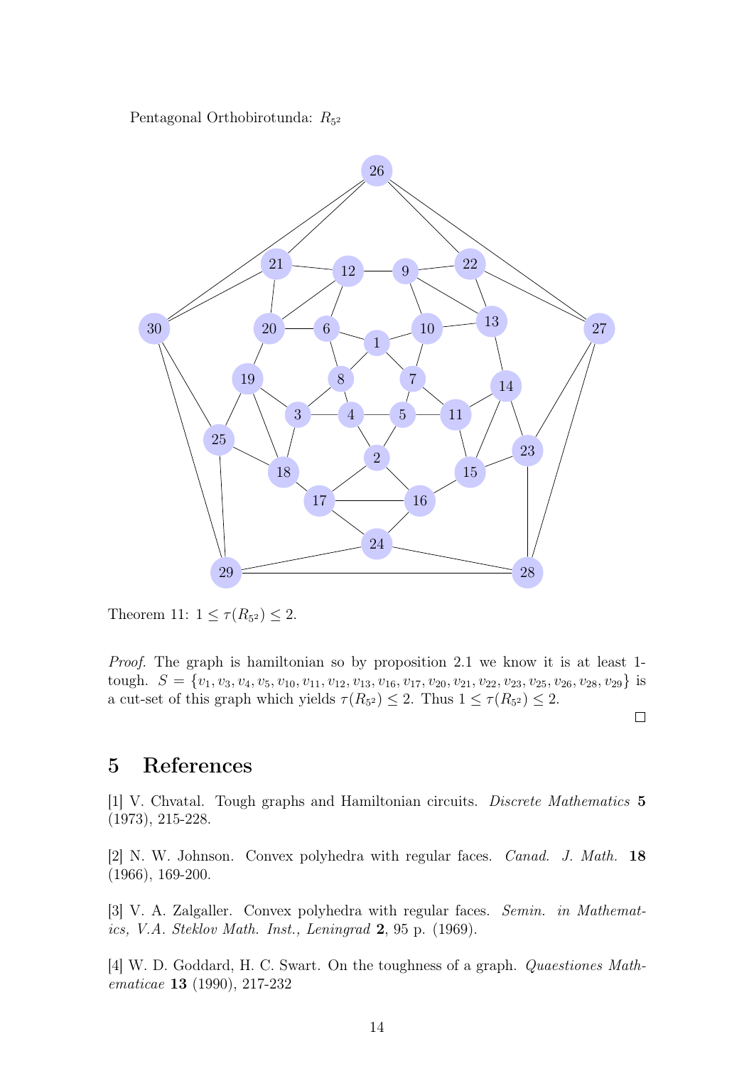Pentagonal Orthobirotunda: $R_{5^2}$

Theorem 11: $1 \leq \tau(R_{5^2}) \leq 2$.

*Proof.* The graph is hamiltonian so by proposition 2.1 we know it is at least 1-tough. $S = \{v_1, v_3, v_4, v_5, v_{10}, v_{11}, v_{12}, v_{13}, v_{16}, v_{17}, v_{20}, v_{21}, v_{22}, v_{23}, v_{25}, v_{26}, v_{28}, v_{29}\}$ is a cut-set of this graph which yields $\tau(R_{5^2}) \leq 2$. Thus $1 \leq \tau(R_{5^2}) \leq 2$.

□

## 5 References

[1] V. Chvatal. Tough graphs and Hamiltonian circuits. *Discrete Mathematics* **5** (1973), 215-228.

[2] N. W. Johnson. Convex polyhedra with regular faces. *Canad. J. Math.* **18** (1966), 169-200.

[3] V. A. Zalgaller. Convex polyhedra with regular faces. *Semin. in Mathematics, V.A. Steklov Math. Inst., Leningrad* **2**, 95 p. (1969).

[4] W. D. Goddard, H. C. Swart. On the toughness of a graph. *Quaestiones Mathematicae* **13** (1990), 217-232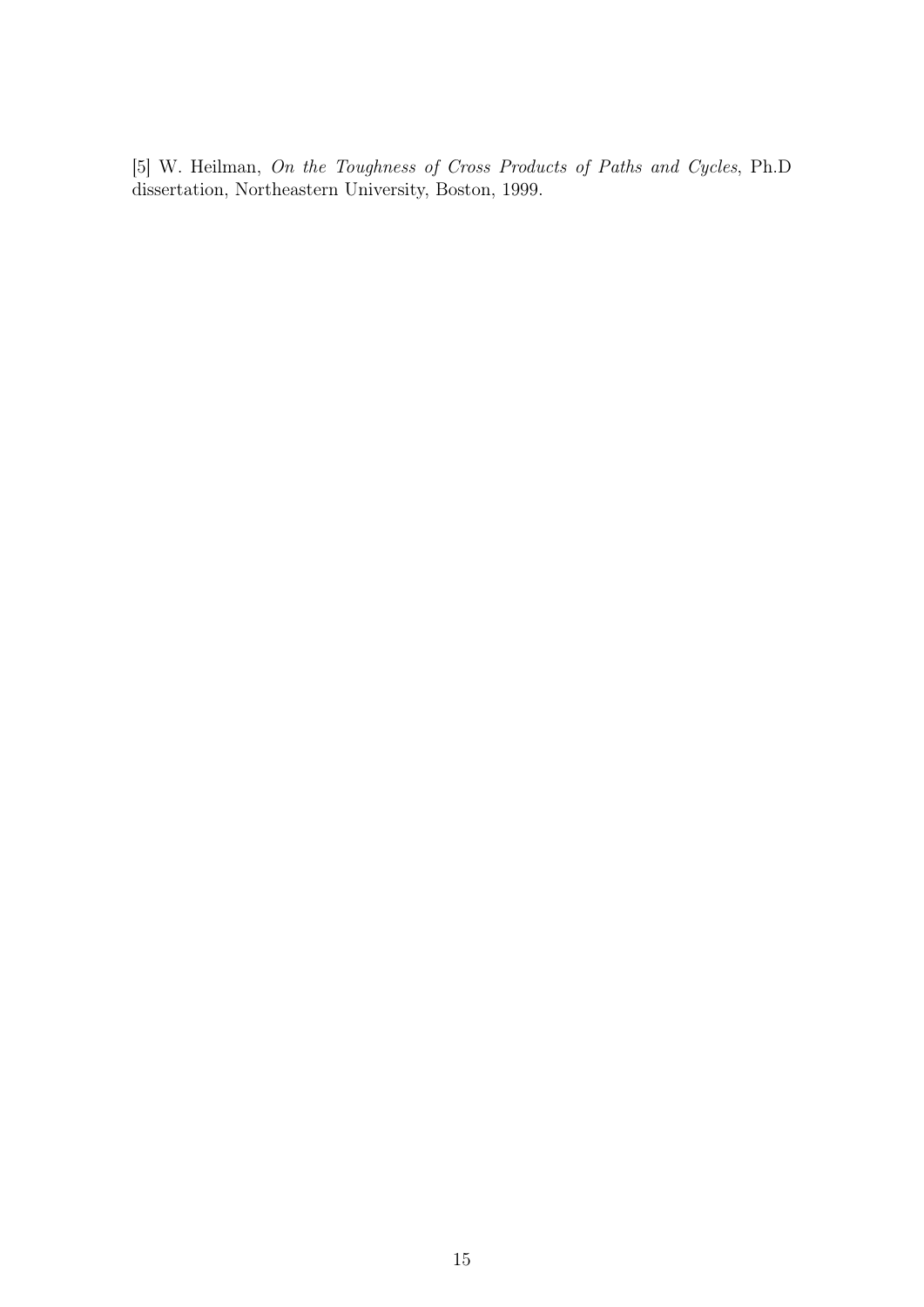[5] W. Heilman, *On the Toughness of Cross Products of Paths and Cycles*, Ph.D dissertation, Northeastern University, Boston, 1999.